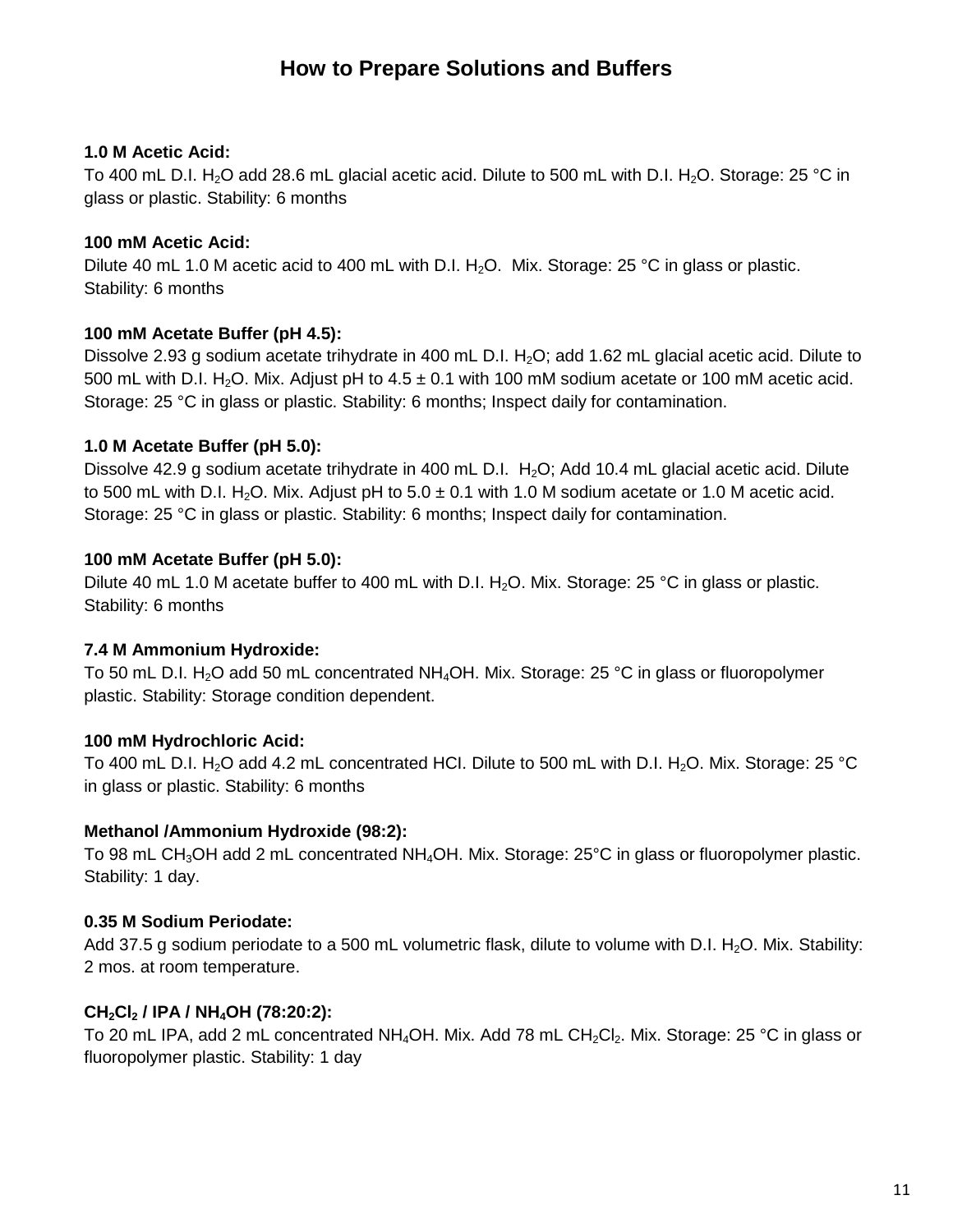# How to Prepare Solutions and Buffers

**1.0 M Acetic Acid:**
To 400 mL D.I. $H_2O$ add 28.6 mL glacial acetic acid. Dilute to 500 mL with D.I. $H_2O$. Storage: 25 °C in glass or plastic. Stability: 6 months

**100 mM Acetic Acid:**
Dilute 40 mL 1.0 M acetic acid to 400 mL with D.I. $H_2O$. Mix. Storage: 25 °C in glass or plastic. Stability: 6 months

**100 mM Acetate Buffer (pH 4.5):**
Dissolve 2.93 g sodium acetate trihydrate in 400 mL D.I. $H_2O$; add 1.62 mL glacial acetic acid. Dilute to 500 mL with D.I. $H_2O$. Mix. Adjust pH to 4.5 ± 0.1 with 100 mM sodium acetate or 100 mM acetic acid. Storage: 25 °C in glass or plastic. Stability: 6 months; Inspect daily for contamination.

**1.0 M Acetate Buffer (pH 5.0):**
Dissolve 42.9 g sodium acetate trihydrate in 400 mL D.I. $H_2O$; Add 10.4 mL glacial acetic acid. Dilute to 500 mL with D.I. $H_2O$. Mix. Adjust pH to 5.0 ± 0.1 with 1.0 M sodium acetate or 1.0 M acetic acid. Storage: 25 °C in glass or plastic. Stability: 6 months; Inspect daily for contamination.

**100 mM Acetate Buffer (pH 5.0):**
Dilute 40 mL 1.0 M acetate buffer to 400 mL with D.I. $H_2O$. Mix. Storage: 25 °C in glass or plastic. Stability: 6 months

**7.4 M Ammonium Hydroxide:**
To 50 mL D.I. $H_2O$ add 50 mL concentrated $NH_4OH$. Mix. Storage: 25 °C in glass or fluoropolymer plastic. Stability: Storage condition dependent.

**100 mM Hydrochloric Acid:**
To 400 mL D.I. $H_2O$ add 4.2 mL concentrated HCI. Dilute to 500 mL with D.I. $H_2O$. Mix. Storage: 25 °C in glass or plastic. Stability: 6 months

**Methanol /Ammonium Hydroxide (98:2):**
To 98 mL $CH_3OH$ add 2 mL concentrated $NH_4OH$. Mix. Storage: 25°C in glass or fluoropolymer plastic. Stability: 1 day.

**0.35 M Sodium Periodate:**
Add 37.5 g sodium periodate to a 500 mL volumetric flask, dilute to volume with D.I. $H_2O$. Mix. Stability: 2 mos. at room temperature.

**$CH_2Cl_2$ / IPA / $NH_4OH$ (78:20:2):**
To 20 mL IPA, add 2 mL concentrated $NH_4OH$. Mix. Add 78 mL $CH_2Cl_2$. Mix. Storage: 25 °C in glass or fluoropolymer plastic. Stability: 1 day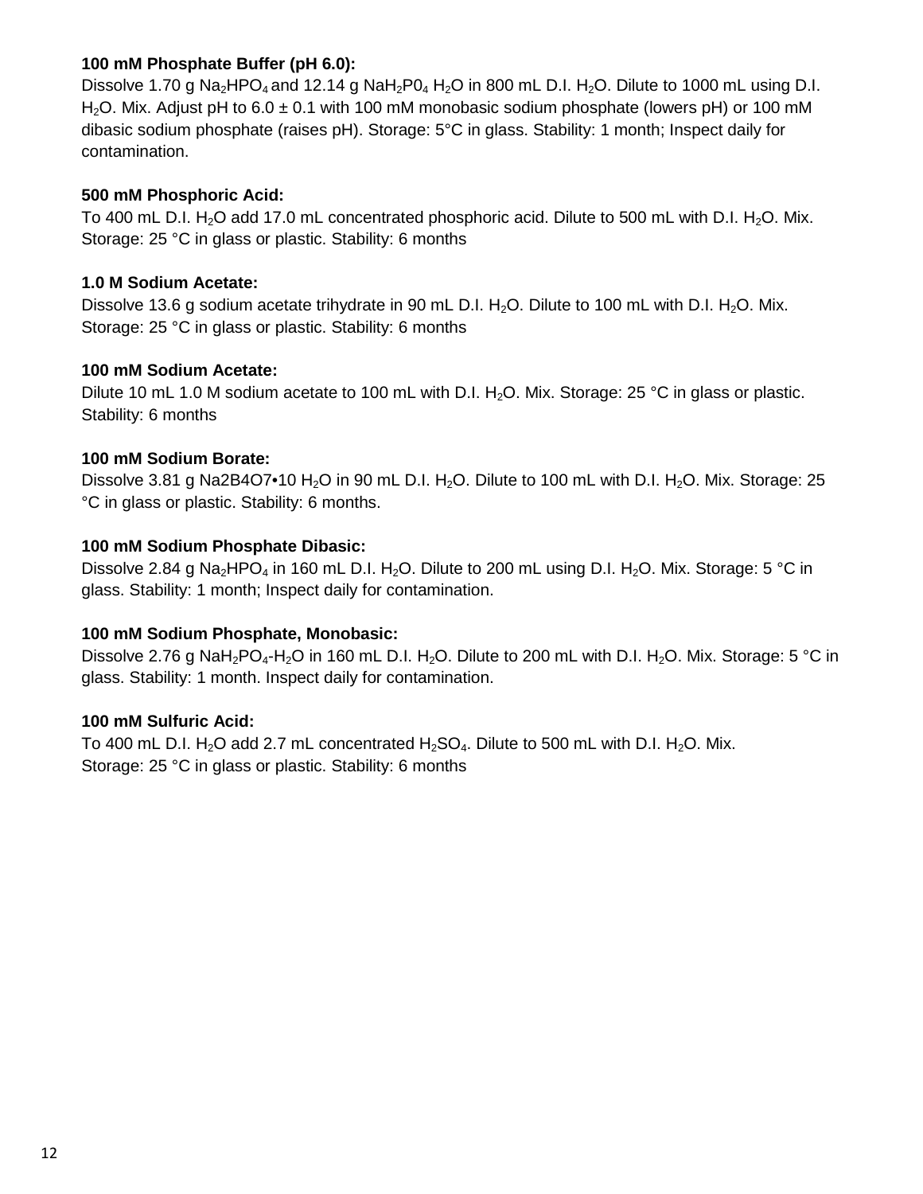**100 mM Phosphate Buffer (pH 6.0):**
Dissolve 1.70 g $Na_2HPO_4$ and 12.14 g $NaH_2P0_4$ $H_2O$ in 800 mL D.I. $H_2O$. Dilute to 1000 mL using D.I. $H_2O$. Mix. Adjust pH to 6.0 ± 0.1 with 100 mM monobasic sodium phosphate (lowers pH) or 100 mM dibasic sodium phosphate (raises pH). Storage: 5°C in glass. Stability: 1 month; Inspect daily for contamination.

**500 mM Phosphoric Acid:**
To 400 mL D.I. $H_2O$ add 17.0 mL concentrated phosphoric acid. Dilute to 500 mL with D.I. $H_2O$. Mix. Storage: 25 °C in glass or plastic. Stability: 6 months

**1.0 M Sodium Acetate:**
Dissolve 13.6 g sodium acetate trihydrate in 90 mL D.I. $H_2O$. Dilute to 100 mL with D.I. $H_2O$. Mix. Storage: 25 °C in glass or plastic. Stability: 6 months

**100 mM Sodium Acetate:**
Dilute 10 mL 1.0 M sodium acetate to 100 mL with D.I. $H_2O$. Mix. Storage: 25 °C in glass or plastic. Stability: 6 months

**100 mM Sodium Borate:**
Dissolve 3.81 g Na2B4O7•10 $H_2O$ in 90 mL D.I. $H_2O$. Dilute to 100 mL with D.I. $H_2O$. Mix. Storage: 25 °C in glass or plastic. Stability: 6 months.

**100 mM Sodium Phosphate Dibasic:**
Dissolve 2.84 g $Na_2HPO_4$ in 160 mL D.I. $H_2O$. Dilute to 200 mL using D.I. $H_2O$. Mix. Storage: 5 °C in glass. Stability: 1 month; Inspect daily for contamination.

**100 mM Sodium Phosphate, Monobasic:**
Dissolve 2.76 g $NaH_2PO_4$-$H_2O$ in 160 mL D.I. $H_2O$. Dilute to 200 mL with D.I. $H_2O$. Mix. Storage: 5 °C in glass. Stability: 1 month. Inspect daily for contamination.

**100 mM Sulfuric Acid:**
To 400 mL D.I. $H_2O$ add 2.7 mL concentrated $H_2SO_4$. Dilute to 500 mL with D.I. $H_2O$. Mix. Storage: 25 °C in glass or plastic. Stability: 6 months